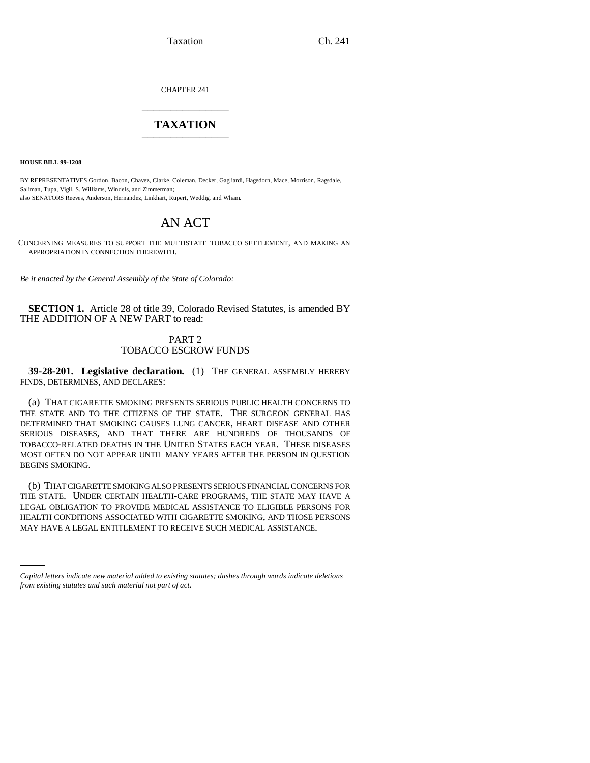CHAPTER 241

# TAXATION

**HOUSE BILL 99-1208**

BY REPRESENTATIVES Gordon, Bacon, Chavez, Clarke, Coleman, Decker, Gagliardi, Hagedorn, Mace, Morrison, Ragsdale, Saliman, Tupa, Vigil, S. Williams, Windels, and Zimmerman;
also SENATORS Reeves, Anderson, Hernandez, Linkhart, Rupert, Weddig, and Wham.

## AN ACT

CONCERNING MEASURES TO SUPPORT THE MULTISTATE TOBACCO SETTLEMENT, AND MAKING AN APPROPRIATION IN CONNECTION THEREWITH.

*Be it enacted by the General Assembly of the State of Colorado:*

**SECTION 1.** Article 28 of title 39, Colorado Revised Statutes, is amended BY THE ADDITION OF A NEW PART to read:

PART 2
TOBACCO ESCROW FUNDS

**39-28-201. Legislative declaration.** (1) THE GENERAL ASSEMBLY HEREBY FINDS, DETERMINES, AND DECLARES:

(a) THAT CIGARETTE SMOKING PRESENTS SERIOUS PUBLIC HEALTH CONCERNS TO THE STATE AND TO THE CITIZENS OF THE STATE. THE SURGEON GENERAL HAS DETERMINED THAT SMOKING CAUSES LUNG CANCER, HEART DISEASE AND OTHER SERIOUS DISEASES, AND THAT THERE ARE HUNDREDS OF THOUSANDS OF TOBACCO-RELATED DEATHS IN THE UNITED STATES EACH YEAR. THESE DISEASES MOST OFTEN DO NOT APPEAR UNTIL MANY YEARS AFTER THE PERSON IN QUESTION BEGINS SMOKING.

(b) THAT CIGARETTE SMOKING ALSO PRESENTS SERIOUS FINANCIAL CONCERNS FOR THE STATE. UNDER CERTAIN HEALTH-CARE PROGRAMS, THE STATE MAY HAVE A LEGAL OBLIGATION TO PROVIDE MEDICAL ASSISTANCE TO ELIGIBLE PERSONS FOR HEALTH CONDITIONS ASSOCIATED WITH CIGARETTE SMOKING, AND THOSE PERSONS MAY HAVE A LEGAL ENTITLEMENT TO RECEIVE SUCH MEDICAL ASSISTANCE.

*Capital letters indicate new material added to existing statutes; dashes through words indicate deletions from existing statutes and such material not part of act.*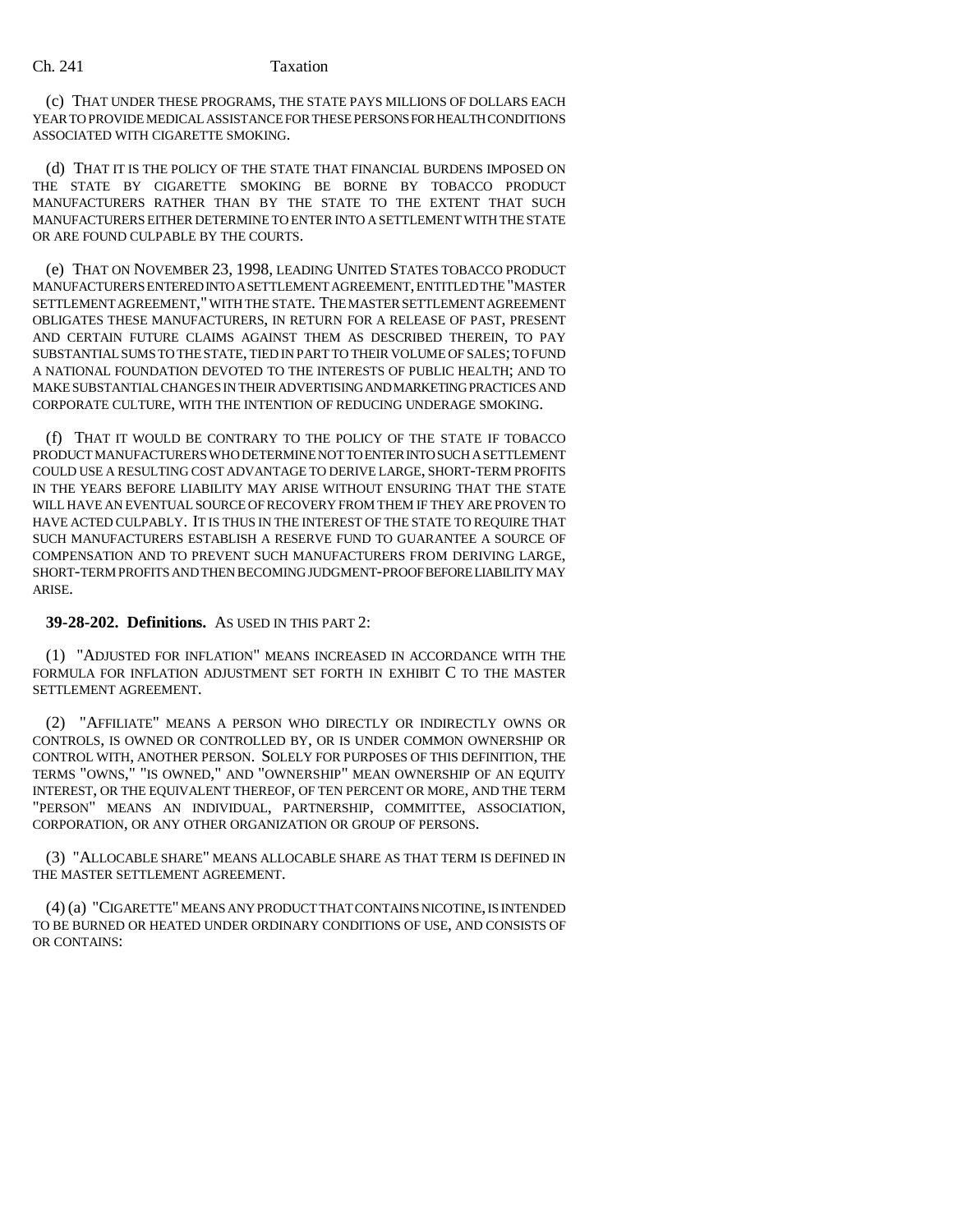(c) THAT UNDER THESE PROGRAMS, THE STATE PAYS MILLIONS OF DOLLARS EACH YEAR TO PROVIDE MEDICAL ASSISTANCE FOR THESE PERSONS FOR HEALTH CONDITIONS ASSOCIATED WITH CIGARETTE SMOKING.

(d) THAT IT IS THE POLICY OF THE STATE THAT FINANCIAL BURDENS IMPOSED ON THE STATE BY CIGARETTE SMOKING BE BORNE BY TOBACCO PRODUCT MANUFACTURERS RATHER THAN BY THE STATE TO THE EXTENT THAT SUCH MANUFACTURERS EITHER DETERMINE TO ENTER INTO A SETTLEMENT WITH THE STATE OR ARE FOUND CULPABLE BY THE COURTS.

(e) THAT ON NOVEMBER 23, 1998, LEADING UNITED STATES TOBACCO PRODUCT MANUFACTURERS ENTERED INTO A SETTLEMENT AGREEMENT, ENTITLED THE "MASTER SETTLEMENT AGREEMENT," WITH THE STATE. THE MASTER SETTLEMENT AGREEMENT OBLIGATES THESE MANUFACTURERS, IN RETURN FOR A RELEASE OF PAST, PRESENT AND CERTAIN FUTURE CLAIMS AGAINST THEM AS DESCRIBED THEREIN, TO PAY SUBSTANTIAL SUMS TO THE STATE, TIED IN PART TO THEIR VOLUME OF SALES; TO FUND A NATIONAL FOUNDATION DEVOTED TO THE INTERESTS OF PUBLIC HEALTH; AND TO MAKE SUBSTANTIAL CHANGES IN THEIR ADVERTISING AND MARKETING PRACTICES AND CORPORATE CULTURE, WITH THE INTENTION OF REDUCING UNDERAGE SMOKING.

(f) THAT IT WOULD BE CONTRARY TO THE POLICY OF THE STATE IF TOBACCO PRODUCT MANUFACTURERS WHO DETERMINE NOT TO ENTER INTO SUCH A SETTLEMENT COULD USE A RESULTING COST ADVANTAGE TO DERIVE LARGE, SHORT-TERM PROFITS IN THE YEARS BEFORE LIABILITY MAY ARISE WITHOUT ENSURING THAT THE STATE WILL HAVE AN EVENTUAL SOURCE OF RECOVERY FROM THEM IF THEY ARE PROVEN TO HAVE ACTED CULPABLY. IT IS THUS IN THE INTEREST OF THE STATE TO REQUIRE THAT SUCH MANUFACTURERS ESTABLISH A RESERVE FUND TO GUARANTEE A SOURCE OF COMPENSATION AND TO PREVENT SUCH MANUFACTURERS FROM DERIVING LARGE, SHORT-TERM PROFITS AND THEN BECOMING JUDGMENT-PROOF BEFORE LIABILITY MAY ARISE.

**39-28-202. Definitions.** AS USED IN THIS PART 2:

(1) "ADJUSTED FOR INFLATION" MEANS INCREASED IN ACCORDANCE WITH THE FORMULA FOR INFLATION ADJUSTMENT SET FORTH IN EXHIBIT C TO THE MASTER SETTLEMENT AGREEMENT.

(2) "AFFILIATE" MEANS A PERSON WHO DIRECTLY OR INDIRECTLY OWNS OR CONTROLS, IS OWNED OR CONTROLLED BY, OR IS UNDER COMMON OWNERSHIP OR CONTROL WITH, ANOTHER PERSON. SOLELY FOR PURPOSES OF THIS DEFINITION, THE TERMS "OWNS," "IS OWNED," AND "OWNERSHIP" MEAN OWNERSHIP OF AN EQUITY INTEREST, OR THE EQUIVALENT THEREOF, OF TEN PERCENT OR MORE, AND THE TERM "PERSON" MEANS AN INDIVIDUAL, PARTNERSHIP, COMMITTEE, ASSOCIATION, CORPORATION, OR ANY OTHER ORGANIZATION OR GROUP OF PERSONS.

(3) "ALLOCABLE SHARE" MEANS ALLOCABLE SHARE AS THAT TERM IS DEFINED IN THE MASTER SETTLEMENT AGREEMENT.

(4) (a) "CIGARETTE" MEANS ANY PRODUCT THAT CONTAINS NICOTINE, IS INTENDED TO BE BURNED OR HEATED UNDER ORDINARY CONDITIONS OF USE, AND CONSISTS OF OR CONTAINS: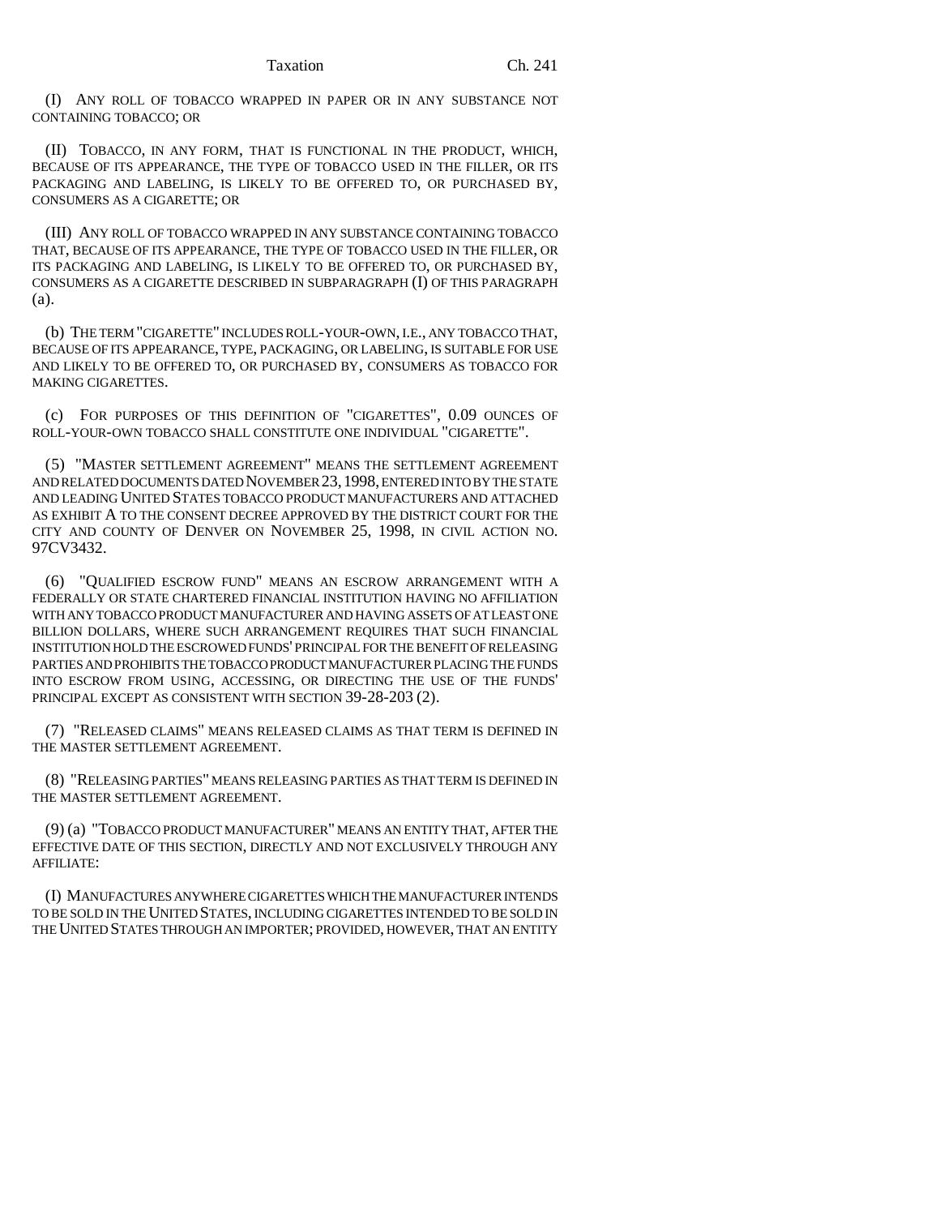(I) ANY ROLL OF TOBACCO WRAPPED IN PAPER OR IN ANY SUBSTANCE NOT CONTAINING TOBACCO; OR

(II) TOBACCO, IN ANY FORM, THAT IS FUNCTIONAL IN THE PRODUCT, WHICH, BECAUSE OF ITS APPEARANCE, THE TYPE OF TOBACCO USED IN THE FILLER, OR ITS PACKAGING AND LABELING, IS LIKELY TO BE OFFERED TO, OR PURCHASED BY, CONSUMERS AS A CIGARETTE; OR

(III) ANY ROLL OF TOBACCO WRAPPED IN ANY SUBSTANCE CONTAINING TOBACCO THAT, BECAUSE OF ITS APPEARANCE, THE TYPE OF TOBACCO USED IN THE FILLER, OR ITS PACKAGING AND LABELING, IS LIKELY TO BE OFFERED TO, OR PURCHASED BY, CONSUMERS AS A CIGARETTE DESCRIBED IN SUBPARAGRAPH (I) OF THIS PARAGRAPH (a).

(b) THE TERM "CIGARETTE" INCLUDES ROLL-YOUR-OWN, I.E., ANY TOBACCO THAT, BECAUSE OF ITS APPEARANCE, TYPE, PACKAGING, OR LABELING, IS SUITABLE FOR USE AND LIKELY TO BE OFFERED TO, OR PURCHASED BY, CONSUMERS AS TOBACCO FOR MAKING CIGARETTES.

(c) FOR PURPOSES OF THIS DEFINITION OF "CIGARETTES", 0.09 OUNCES OF ROLL-YOUR-OWN TOBACCO SHALL CONSTITUTE ONE INDIVIDUAL "CIGARETTE".

(5) "MASTER SETTLEMENT AGREEMENT" MEANS THE SETTLEMENT AGREEMENT AND RELATED DOCUMENTS DATED NOVEMBER 23, 1998, ENTERED INTO BY THE STATE AND LEADING UNITED STATES TOBACCO PRODUCT MANUFACTURERS AND ATTACHED AS EXHIBIT A TO THE CONSENT DECREE APPROVED BY THE DISTRICT COURT FOR THE CITY AND COUNTY OF DENVER ON NOVEMBER 25, 1998, IN CIVIL ACTION NO. 97CV3432.

(6) "QUALIFIED ESCROW FUND" MEANS AN ESCROW ARRANGEMENT WITH A FEDERALLY OR STATE CHARTERED FINANCIAL INSTITUTION HAVING NO AFFILIATION WITH ANY TOBACCO PRODUCT MANUFACTURER AND HAVING ASSETS OF AT LEAST ONE BILLION DOLLARS, WHERE SUCH ARRANGEMENT REQUIRES THAT SUCH FINANCIAL INSTITUTION HOLD THE ESCROWED FUNDS' PRINCIPAL FOR THE BENEFIT OF RELEASING PARTIES AND PROHIBITS THE TOBACCO PRODUCT MANUFACTURER PLACING THE FUNDS INTO ESCROW FROM USING, ACCESSING, OR DIRECTING THE USE OF THE FUNDS' PRINCIPAL EXCEPT AS CONSISTENT WITH SECTION 39-28-203 (2).

(7) "RELEASED CLAIMS" MEANS RELEASED CLAIMS AS THAT TERM IS DEFINED IN THE MASTER SETTLEMENT AGREEMENT.

(8) "RELEASING PARTIES" MEANS RELEASING PARTIES AS THAT TERM IS DEFINED IN THE MASTER SETTLEMENT AGREEMENT.

(9) (a) "TOBACCO PRODUCT MANUFACTURER" MEANS AN ENTITY THAT, AFTER THE EFFECTIVE DATE OF THIS SECTION, DIRECTLY AND NOT EXCLUSIVELY THROUGH ANY AFFILIATE:

(I) MANUFACTURES ANYWHERE CIGARETTES WHICH THE MANUFACTURER INTENDS TO BE SOLD IN THE UNITED STATES, INCLUDING CIGARETTES INTENDED TO BE SOLD IN THE UNITED STATES THROUGH AN IMPORTER; PROVIDED, HOWEVER, THAT AN ENTITY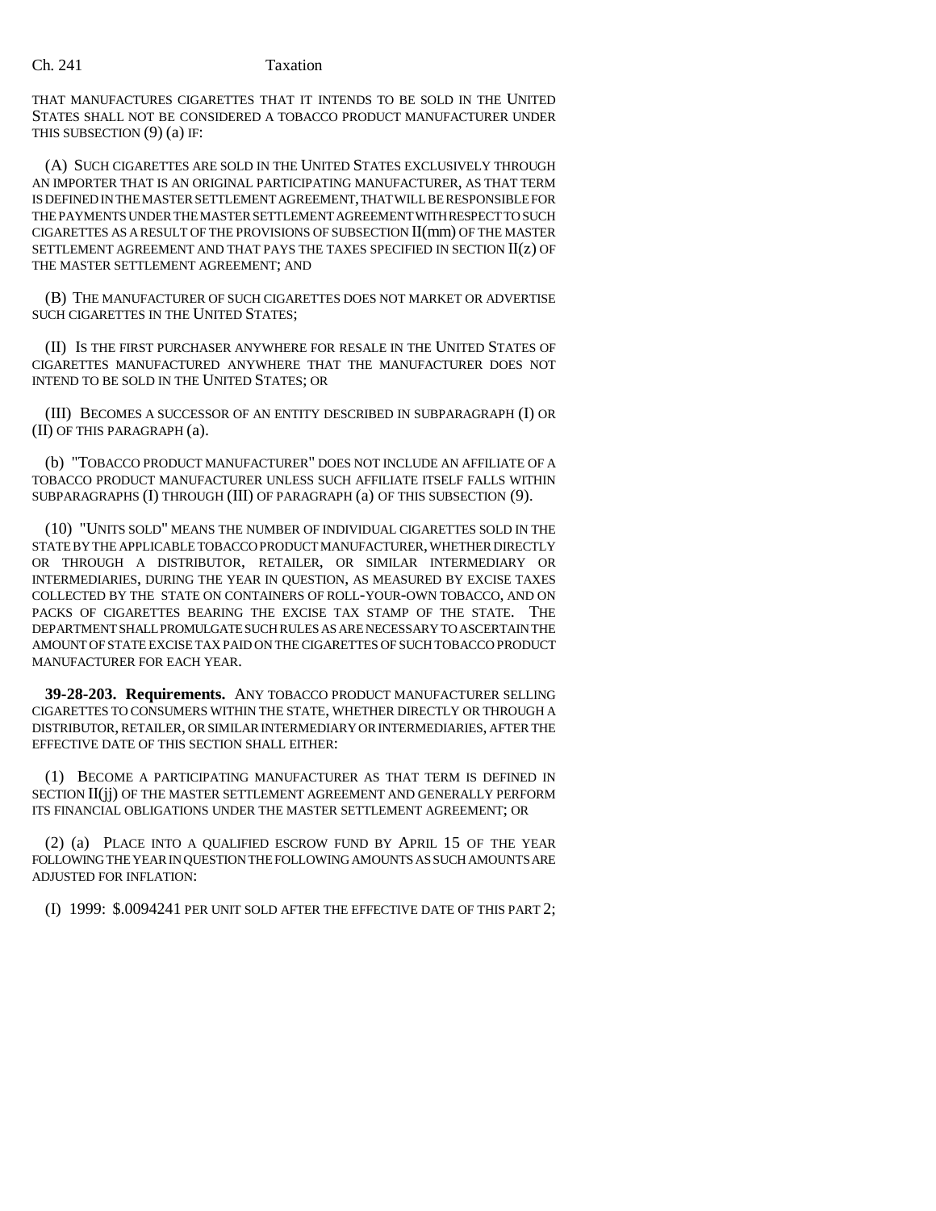THAT MANUFACTURES CIGARETTES THAT IT INTENDS TO BE SOLD IN THE UNITED STATES SHALL NOT BE CONSIDERED A TOBACCO PRODUCT MANUFACTURER UNDER THIS SUBSECTION (9) (a) IF:

(A) SUCH CIGARETTES ARE SOLD IN THE UNITED STATES EXCLUSIVELY THROUGH AN IMPORTER THAT IS AN ORIGINAL PARTICIPATING MANUFACTURER, AS THAT TERM IS DEFINED IN THE MASTER SETTLEMENT AGREEMENT, THAT WILL BE RESPONSIBLE FOR THE PAYMENTS UNDER THE MASTER SETTLEMENT AGREEMENT WITH RESPECT TO SUCH CIGARETTES AS A RESULT OF THE PROVISIONS OF SUBSECTION II(mm) OF THE MASTER SETTLEMENT AGREEMENT AND THAT PAYS THE TAXES SPECIFIED IN SECTION II(z) OF THE MASTER SETTLEMENT AGREEMENT; AND

(B) THE MANUFACTURER OF SUCH CIGARETTES DOES NOT MARKET OR ADVERTISE SUCH CIGARETTES IN THE UNITED STATES;

(II) IS THE FIRST PURCHASER ANYWHERE FOR RESALE IN THE UNITED STATES OF CIGARETTES MANUFACTURED ANYWHERE THAT THE MANUFACTURER DOES NOT INTEND TO BE SOLD IN THE UNITED STATES; OR

(III) BECOMES A SUCCESSOR OF AN ENTITY DESCRIBED IN SUBPARAGRAPH (I) OR (II) OF THIS PARAGRAPH (a).

(b) "TOBACCO PRODUCT MANUFACTURER" DOES NOT INCLUDE AN AFFILIATE OF A TOBACCO PRODUCT MANUFACTURER UNLESS SUCH AFFILIATE ITSELF FALLS WITHIN SUBPARAGRAPHS (I) THROUGH (III) OF PARAGRAPH (a) OF THIS SUBSECTION (9).

(10) "UNITS SOLD" MEANS THE NUMBER OF INDIVIDUAL CIGARETTES SOLD IN THE STATE BY THE APPLICABLE TOBACCO PRODUCT MANUFACTURER, WHETHER DIRECTLY OR THROUGH A DISTRIBUTOR, RETAILER, OR SIMILAR INTERMEDIARY OR INTERMEDIARIES, DURING THE YEAR IN QUESTION, AS MEASURED BY EXCISE TAXES COLLECTED BY THE STATE ON CONTAINERS OF ROLL-YOUR-OWN TOBACCO, AND ON PACKS OF CIGARETTES BEARING THE EXCISE TAX STAMP OF THE STATE. THE DEPARTMENT SHALL PROMULGATE SUCH RULES AS ARE NECESSARY TO ASCERTAIN THE AMOUNT OF STATE EXCISE TAX PAID ON THE CIGARETTES OF SUCH TOBACCO PRODUCT MANUFACTURER FOR EACH YEAR.

**39-28-203. Requirements.** ANY TOBACCO PRODUCT MANUFACTURER SELLING CIGARETTES TO CONSUMERS WITHIN THE STATE, WHETHER DIRECTLY OR THROUGH A DISTRIBUTOR, RETAILER, OR SIMILAR INTERMEDIARY OR INTERMEDIARIES, AFTER THE EFFECTIVE DATE OF THIS SECTION SHALL EITHER:

(1) BECOME A PARTICIPATING MANUFACTURER AS THAT TERM IS DEFINED IN SECTION II(jj) OF THE MASTER SETTLEMENT AGREEMENT AND GENERALLY PERFORM ITS FINANCIAL OBLIGATIONS UNDER THE MASTER SETTLEMENT AGREEMENT; OR

(2) (a) PLACE INTO A QUALIFIED ESCROW FUND BY APRIL 15 OF THE YEAR FOLLOWING THE YEAR IN QUESTION THE FOLLOWING AMOUNTS AS SUCH AMOUNTS ARE ADJUSTED FOR INFLATION:

(I) 1999: $.0094241 PER UNIT SOLD AFTER THE EFFECTIVE DATE OF THIS PART 2;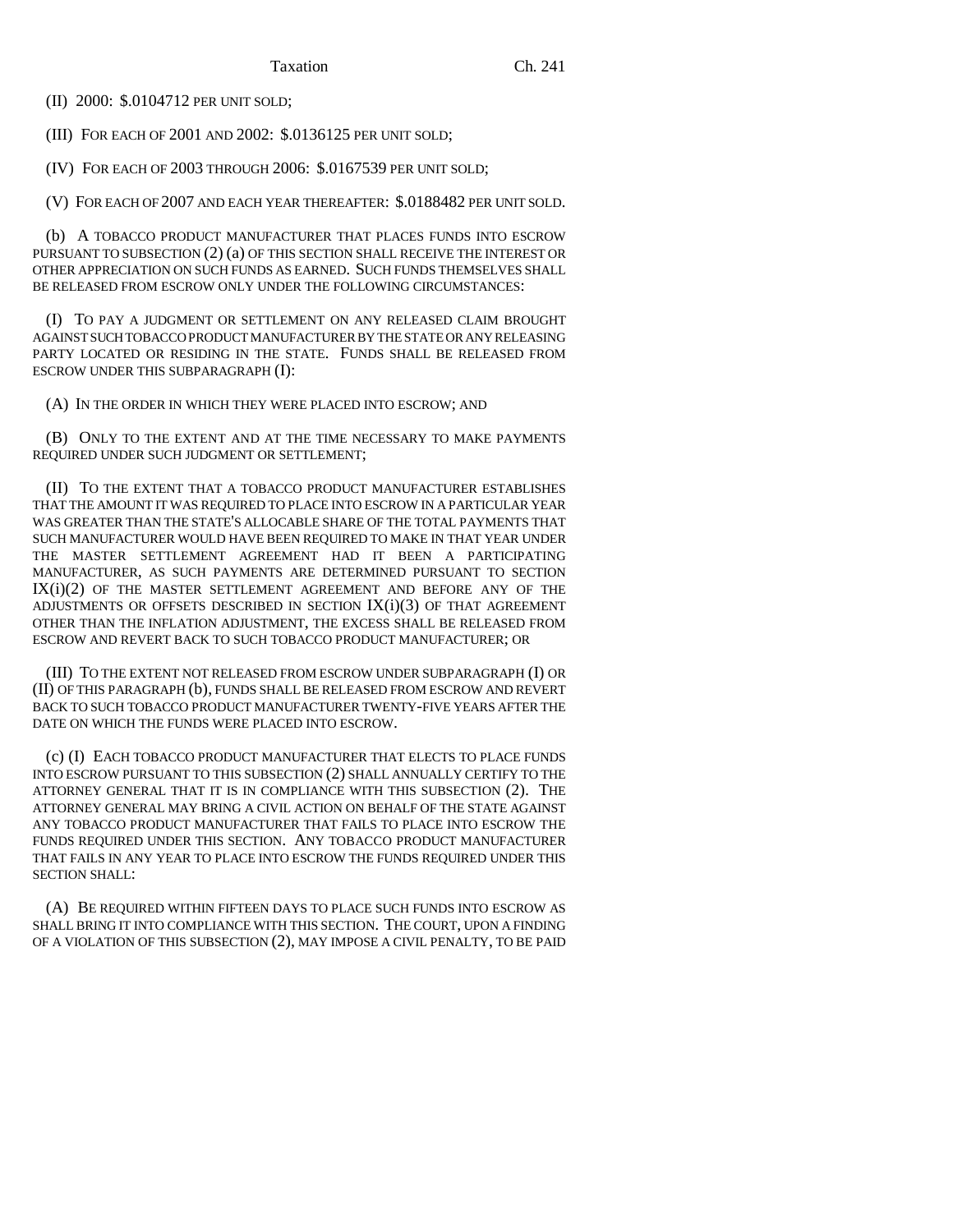(II) 2000: $.0104712 PER UNIT SOLD;

(III) FOR EACH OF 2001 AND 2002: $.0136125 PER UNIT SOLD;

(IV) FOR EACH OF 2003 THROUGH 2006: $.0167539 PER UNIT SOLD;

(V) FOR EACH OF 2007 AND EACH YEAR THEREAFTER: $.0188482 PER UNIT SOLD.

(b) A TOBACCO PRODUCT MANUFACTURER THAT PLACES FUNDS INTO ESCROW PURSUANT TO SUBSECTION (2) (a) OF THIS SECTION SHALL RECEIVE THE INTEREST OR OTHER APPRECIATION ON SUCH FUNDS AS EARNED. SUCH FUNDS THEMSELVES SHALL BE RELEASED FROM ESCROW ONLY UNDER THE FOLLOWING CIRCUMSTANCES:

(I) TO PAY A JUDGMENT OR SETTLEMENT ON ANY RELEASED CLAIM BROUGHT AGAINST SUCH TOBACCO PRODUCT MANUFACTURER BY THE STATE OR ANY RELEASING PARTY LOCATED OR RESIDING IN THE STATE. FUNDS SHALL BE RELEASED FROM ESCROW UNDER THIS SUBPARAGRAPH (I):

(A) IN THE ORDER IN WHICH THEY WERE PLACED INTO ESCROW; AND

(B) ONLY TO THE EXTENT AND AT THE TIME NECESSARY TO MAKE PAYMENTS REQUIRED UNDER SUCH JUDGMENT OR SETTLEMENT;

(II) TO THE EXTENT THAT A TOBACCO PRODUCT MANUFACTURER ESTABLISHES THAT THE AMOUNT IT WAS REQUIRED TO PLACE INTO ESCROW IN A PARTICULAR YEAR WAS GREATER THAN THE STATE'S ALLOCABLE SHARE OF THE TOTAL PAYMENTS THAT SUCH MANUFACTURER WOULD HAVE BEEN REQUIRED TO MAKE IN THAT YEAR UNDER THE MASTER SETTLEMENT AGREEMENT HAD IT BEEN A PARTICIPATING MANUFACTURER, AS SUCH PAYMENTS ARE DETERMINED PURSUANT TO SECTION IX(i)(2) OF THE MASTER SETTLEMENT AGREEMENT AND BEFORE ANY OF THE ADJUSTMENTS OR OFFSETS DESCRIBED IN SECTION IX(i)(3) OF THAT AGREEMENT OTHER THAN THE INFLATION ADJUSTMENT, THE EXCESS SHALL BE RELEASED FROM ESCROW AND REVERT BACK TO SUCH TOBACCO PRODUCT MANUFACTURER; OR

(III) TO THE EXTENT NOT RELEASED FROM ESCROW UNDER SUBPARAGRAPH (I) OR (II) OF THIS PARAGRAPH (b), FUNDS SHALL BE RELEASED FROM ESCROW AND REVERT BACK TO SUCH TOBACCO PRODUCT MANUFACTURER TWENTY-FIVE YEARS AFTER THE DATE ON WHICH THE FUNDS WERE PLACED INTO ESCROW.

(c) (I) EACH TOBACCO PRODUCT MANUFACTURER THAT ELECTS TO PLACE FUNDS INTO ESCROW PURSUANT TO THIS SUBSECTION (2) SHALL ANNUALLY CERTIFY TO THE ATTORNEY GENERAL THAT IT IS IN COMPLIANCE WITH THIS SUBSECTION (2). THE ATTORNEY GENERAL MAY BRING A CIVIL ACTION ON BEHALF OF THE STATE AGAINST ANY TOBACCO PRODUCT MANUFACTURER THAT FAILS TO PLACE INTO ESCROW THE FUNDS REQUIRED UNDER THIS SECTION. ANY TOBACCO PRODUCT MANUFACTURER THAT FAILS IN ANY YEAR TO PLACE INTO ESCROW THE FUNDS REQUIRED UNDER THIS SECTION SHALL:

(A) BE REQUIRED WITHIN FIFTEEN DAYS TO PLACE SUCH FUNDS INTO ESCROW AS SHALL BRING IT INTO COMPLIANCE WITH THIS SECTION. THE COURT, UPON A FINDING OF A VIOLATION OF THIS SUBSECTION (2), MAY IMPOSE A CIVIL PENALTY, TO BE PAID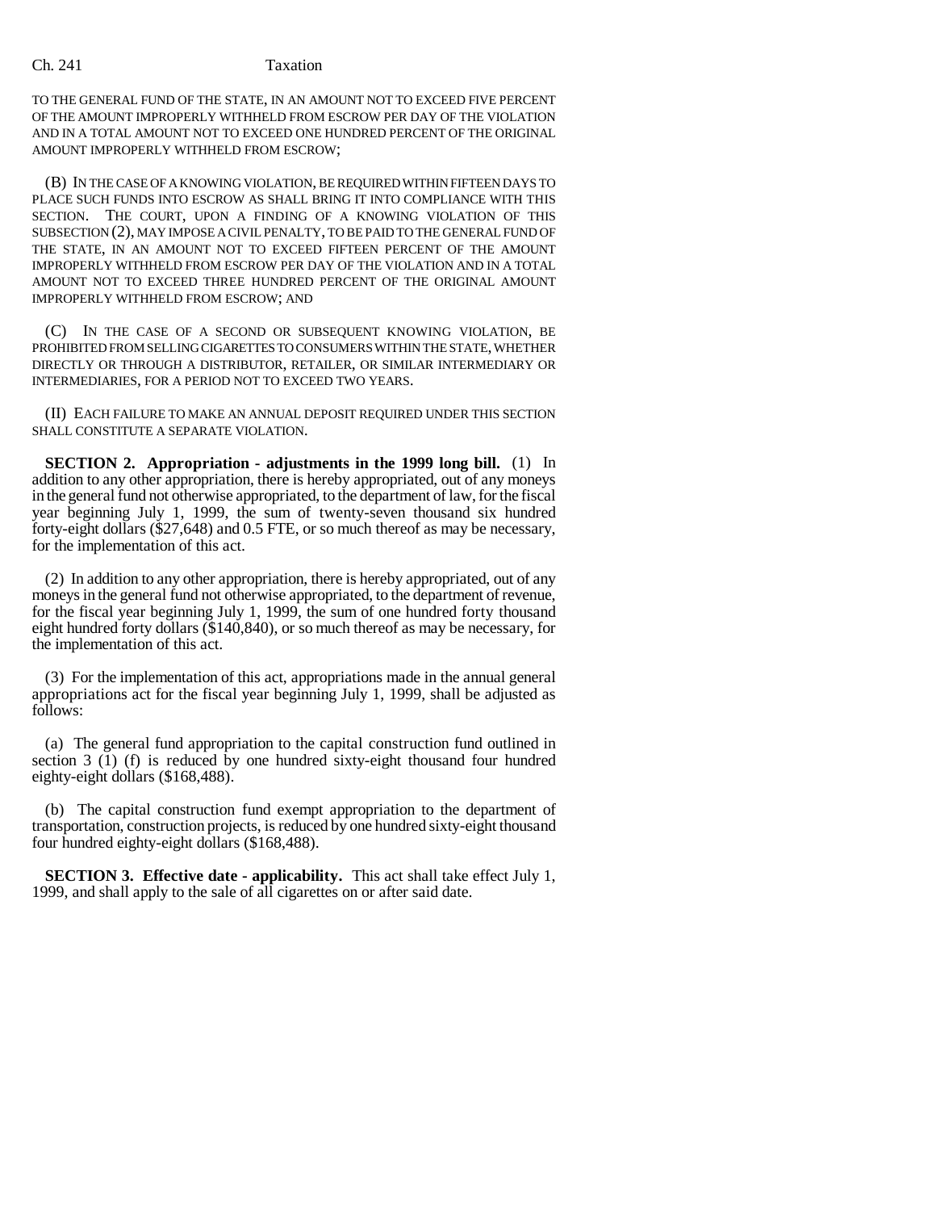TO THE GENERAL FUND OF THE STATE, IN AN AMOUNT NOT TO EXCEED FIVE PERCENT OF THE AMOUNT IMPROPERLY WITHHELD FROM ESCROW PER DAY OF THE VIOLATION AND IN A TOTAL AMOUNT NOT TO EXCEED ONE HUNDRED PERCENT OF THE ORIGINAL AMOUNT IMPROPERLY WITHHELD FROM ESCROW;

(B) IN THE CASE OF A KNOWING VIOLATION, BE REQUIRED WITHIN FIFTEEN DAYS TO PLACE SUCH FUNDS INTO ESCROW AS SHALL BRING IT INTO COMPLIANCE WITH THIS SECTION. THE COURT, UPON A FINDING OF A KNOWING VIOLATION OF THIS SUBSECTION (2), MAY IMPOSE A CIVIL PENALTY, TO BE PAID TO THE GENERAL FUND OF THE STATE, IN AN AMOUNT NOT TO EXCEED FIFTEEN PERCENT OF THE AMOUNT IMPROPERLY WITHHELD FROM ESCROW PER DAY OF THE VIOLATION AND IN A TOTAL AMOUNT NOT TO EXCEED THREE HUNDRED PERCENT OF THE ORIGINAL AMOUNT IMPROPERLY WITHHELD FROM ESCROW; AND

(C) IN THE CASE OF A SECOND OR SUBSEQUENT KNOWING VIOLATION, BE PROHIBITED FROM SELLING CIGARETTES TO CONSUMERS WITHIN THE STATE, WHETHER DIRECTLY OR THROUGH A DISTRIBUTOR, RETAILER, OR SIMILAR INTERMEDIARY OR INTERMEDIARIES, FOR A PERIOD NOT TO EXCEED TWO YEARS.

(II) EACH FAILURE TO MAKE AN ANNUAL DEPOSIT REQUIRED UNDER THIS SECTION SHALL CONSTITUTE A SEPARATE VIOLATION.

**SECTION 2. Appropriation - adjustments in the 1999 long bill.** (1) In addition to any other appropriation, there is hereby appropriated, out of any moneys in the general fund not otherwise appropriated, to the department of law, for the fiscal year beginning July 1, 1999, the sum of twenty-seven thousand six hundred forty-eight dollars ($27,648) and 0.5 FTE, or so much thereof as may be necessary, for the implementation of this act.

(2) In addition to any other appropriation, there is hereby appropriated, out of any moneys in the general fund not otherwise appropriated, to the department of revenue, for the fiscal year beginning July 1, 1999, the sum of one hundred forty thousand eight hundred forty dollars ($140,840), or so much thereof as may be necessary, for the implementation of this act.

(3) For the implementation of this act, appropriations made in the annual general appropriations act for the fiscal year beginning July 1, 1999, shall be adjusted as follows:

(a) The general fund appropriation to the capital construction fund outlined in section 3 (1) (f) is reduced by one hundred sixty-eight thousand four hundred eighty-eight dollars ($168,488).

(b) The capital construction fund exempt appropriation to the department of transportation, construction projects, is reduced by one hundred sixty-eight thousand four hundred eighty-eight dollars ($168,488).

**SECTION 3. Effective date - applicability.** This act shall take effect July 1, 1999, and shall apply to the sale of all cigarettes on or after said date.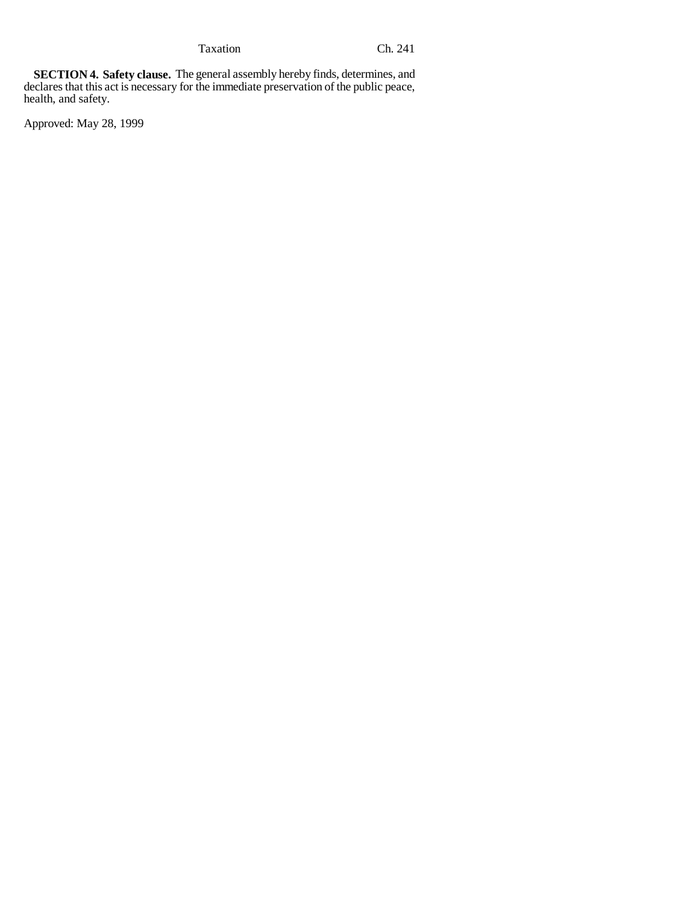**SECTION 4. Safety clause.** The general assembly hereby finds, determines, and declares that this act is necessary for the immediate preservation of the public peace, health, and safety.

Approved: May 28, 1999